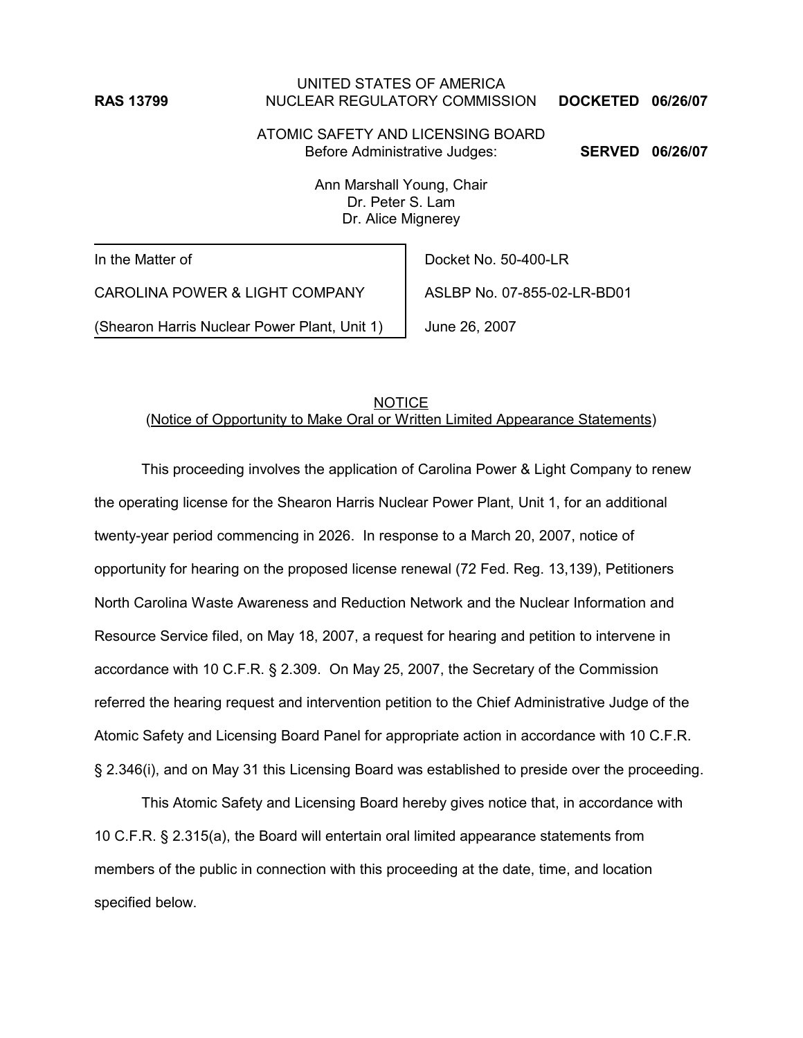RAS 13799

UNITED STATES OF AMERICA
NUCLEAR REGULATORY COMMISSION

**DOCKETED 06/26/07**

ATOMIC SAFETY AND LICENSING BOARD

Before Administrative Judges:

**SERVED 06/26/07**

Ann Marshall Young, Chair
Dr. Peter S. Lam
Dr. Alice Mignerey

| In the Matter of | Docket No. 50-400-LR |
|---|---|
| CAROLINA POWER & LIGHT COMPANY | ASLBP No. 07-855-02-LR-BD01 |
| (Shearon Harris Nuclear Power Plant, Unit 1) | June 26, 2007 |

## NOTICE
(Notice of Opportunity to Make Oral or Written Limited Appearance Statements)

This proceeding involves the application of Carolina Power & Light Company to renew the operating license for the Shearon Harris Nuclear Power Plant, Unit 1, for an additional twenty-year period commencing in 2026. In response to a March 20, 2007, notice of opportunity for hearing on the proposed license renewal (72 Fed. Reg. 13,139), Petitioners North Carolina Waste Awareness and Reduction Network and the Nuclear Information and Resource Service filed, on May 18, 2007, a request for hearing and petition to intervene in accordance with 10 C.F.R. § 2.309. On May 25, 2007, the Secretary of the Commission referred the hearing request and intervention petition to the Chief Administrative Judge of the Atomic Safety and Licensing Board Panel for appropriate action in accordance with 10 C.F.R. § 2.346(i), and on May 31 this Licensing Board was established to preside over the proceeding.

This Atomic Safety and Licensing Board hereby gives notice that, in accordance with 10 C.F.R. § 2.315(a), the Board will entertain oral limited appearance statements from members of the public in connection with this proceeding at the date, time, and location specified below.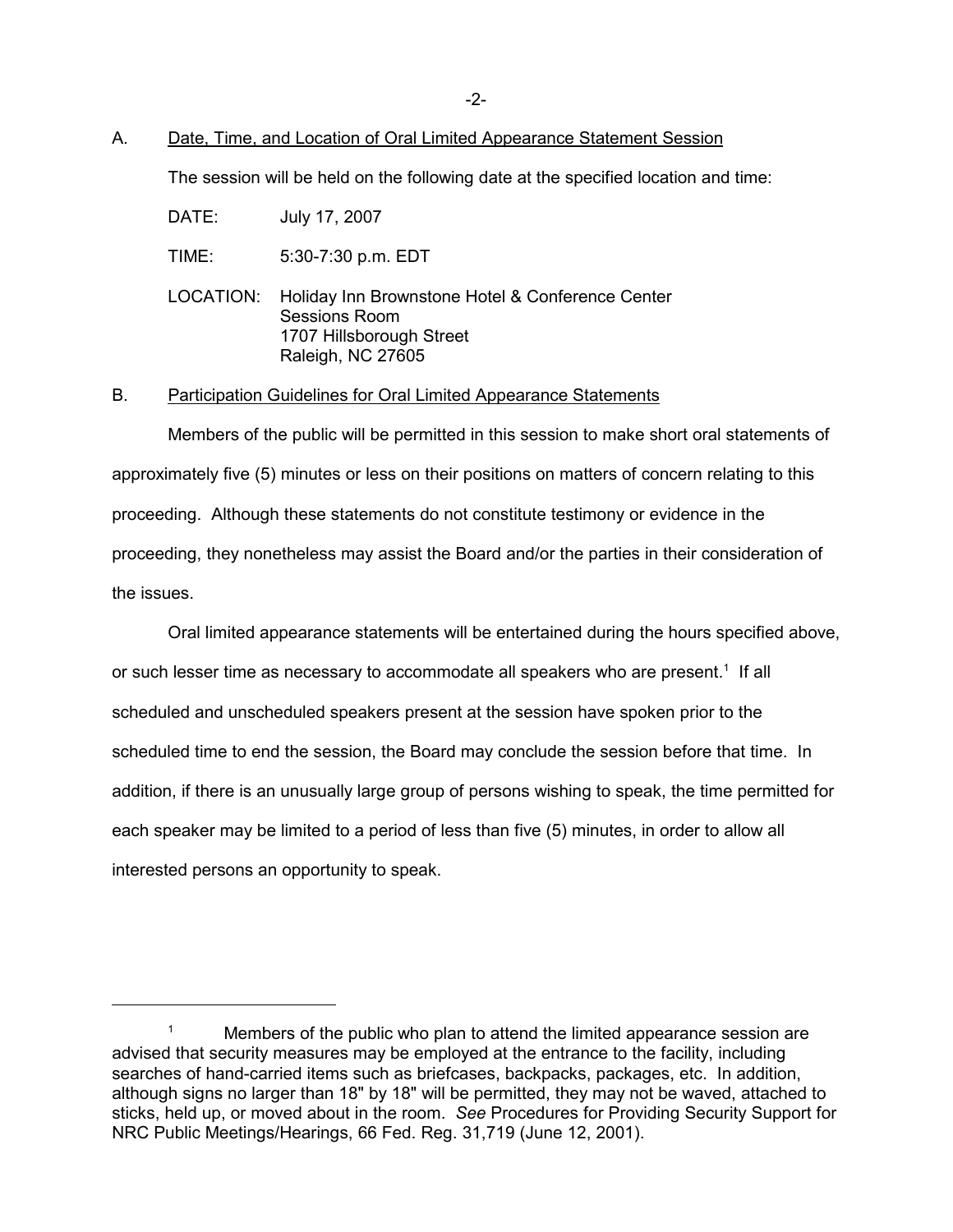A. Date, Time, and Location of Oral Limited Appearance Statement Session

The session will be held on the following date at the specified location and time:

DATE: July 17, 2007

TIME: 5:30-7:30 p.m. EDT

LOCATION: Holiday Inn Brownstone Hotel & Conference Center
Sessions Room
1707 Hillsborough Street
Raleigh, NC 27605

B. Participation Guidelines for Oral Limited Appearance Statements

Members of the public will be permitted in this session to make short oral statements of approximately five (5) minutes or less on their positions on matters of concern relating to this proceeding. Although these statements do not constitute testimony or evidence in the proceeding, they nonetheless may assist the Board and/or the parties in their consideration of the issues.

Oral limited appearance statements will be entertained during the hours specified above, or such lesser time as necessary to accommodate all speakers who are present.[1] If all scheduled and unscheduled speakers present at the session have spoken prior to the scheduled time to end the session, the Board may conclude the session before that time. In addition, if there is an unusually large group of persons wishing to speak, the time permitted for each speaker may be limited to a period of less than five (5) minutes, in order to allow all interested persons an opportunity to speak.

---

[1] Members of the public who plan to attend the limited appearance session are advised that security measures may be employed at the entrance to the facility, including searches of hand-carried items such as briefcases, backpacks, packages, etc. In addition, although signs no larger than 18" by 18" will be permitted, they may not be waved, attached to sticks, held up, or moved about in the room. *See* Procedures for Providing Security Support for NRC Public Meetings/Hearings, 66 Fed. Reg. 31,719 (June 12, 2001).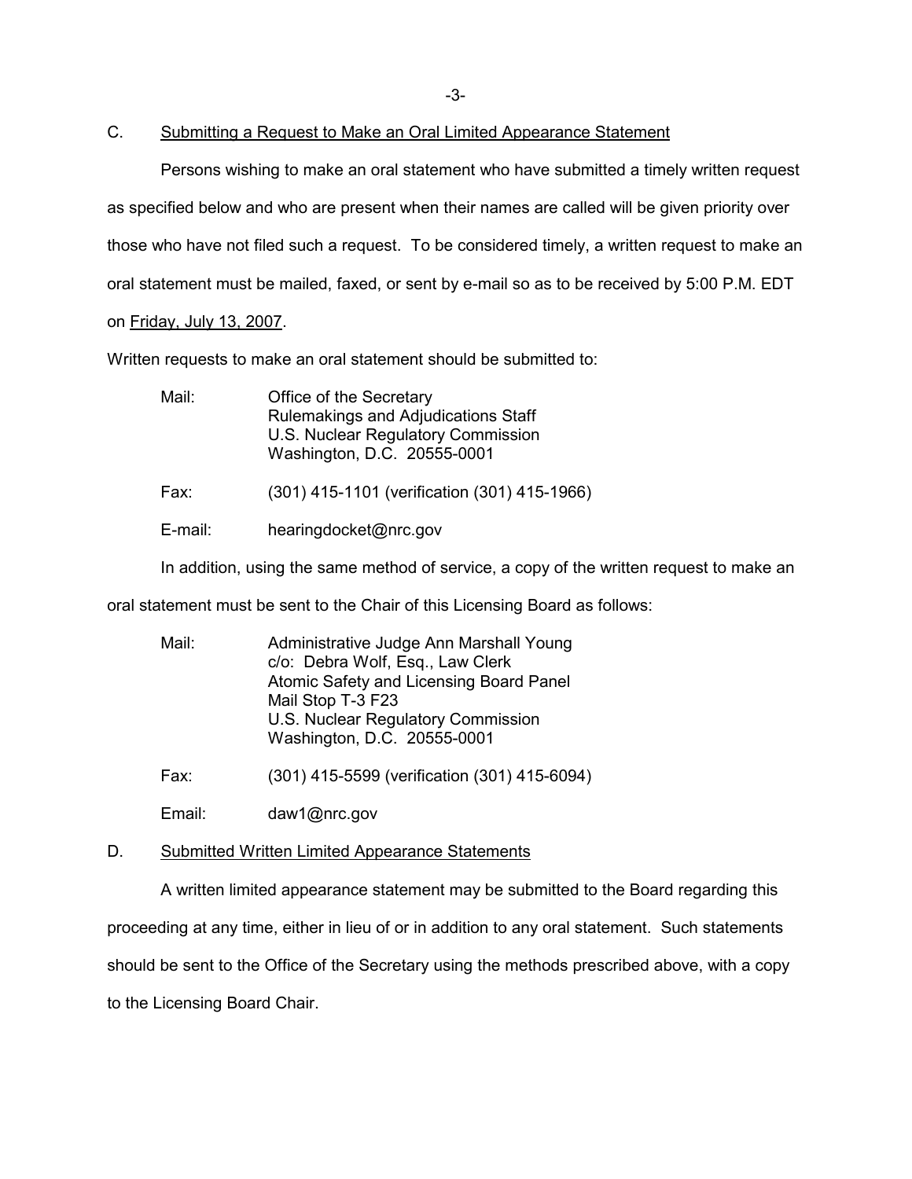C. Submitting a Request to Make an Oral Limited Appearance Statement

Persons wishing to make an oral statement who have submitted a timely written request as specified below and who are present when their names are called will be given priority over those who have not filed such a request. To be considered timely, a written request to make an oral statement must be mailed, faxed, or sent by e-mail so as to be received by 5:00 P.M. EDT on Friday, July 13, 2007.

Written requests to make an oral statement should be submitted to:

Mail: Office of the Secretary
Rulemakings and Adjudications Staff
U.S. Nuclear Regulatory Commission
Washington, D.C. 20555-0001

Fax: (301) 415-1101 (verification (301) 415-1966)

E-mail: hearingdocket@nrc.gov

In addition, using the same method of service, a copy of the written request to make an oral statement must be sent to the Chair of this Licensing Board as follows:

Mail: Administrative Judge Ann Marshall Young
c/o: Debra Wolf, Esq., Law Clerk
Atomic Safety and Licensing Board Panel
Mail Stop T-3 F23
U.S. Nuclear Regulatory Commission
Washington, D.C. 20555-0001

Fax: (301) 415-5599 (verification (301) 415-6094)

Email: daw1@nrc.gov

D. Submitted Written Limited Appearance Statements

A written limited appearance statement may be submitted to the Board regarding this proceeding at any time, either in lieu of or in addition to any oral statement. Such statements should be sent to the Office of the Secretary using the methods prescribed above, with a copy to the Licensing Board Chair.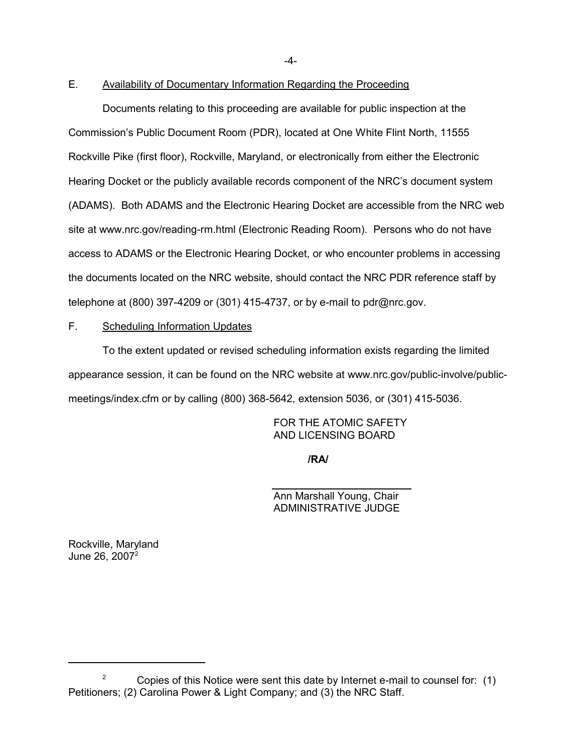E. Availability of Documentary Information Regarding the Proceeding

Documents relating to this proceeding are available for public inspection at the Commission's Public Document Room (PDR), located at One White Flint North, 11555 Rockville Pike (first floor), Rockville, Maryland, or electronically from either the Electronic Hearing Docket or the publicly available records component of the NRC's document system (ADAMS). Both ADAMS and the Electronic Hearing Docket are accessible from the NRC web site at www.nrc.gov/reading-rm.html (Electronic Reading Room). Persons who do not have access to ADAMS or the Electronic Hearing Docket, or who encounter problems in accessing the documents located on the NRC website, should contact the NRC PDR reference staff by telephone at (800) 397-4209 or (301) 415-4737, or by e-mail to pdr@nrc.gov.

F. Scheduling Information Updates

To the extent updated or revised scheduling information exists regarding the limited appearance session, it can be found on the NRC website at www.nrc.gov/public-involve/public-meetings/index.cfm or by calling (800) 368-5642, extension 5036, or (301) 415-5036.

FOR THE ATOMIC SAFETY
AND LICENSING BOARD

**/RA/**

Ann Marshall Young, Chair
ADMINISTRATIVE JUDGE

Rockville, Maryland
June 26, 2007[2]

---

[2] Copies of this Notice were sent this date by Internet e-mail to counsel for: (1) Petitioners; (2) Carolina Power & Light Company; and (3) the NRC Staff.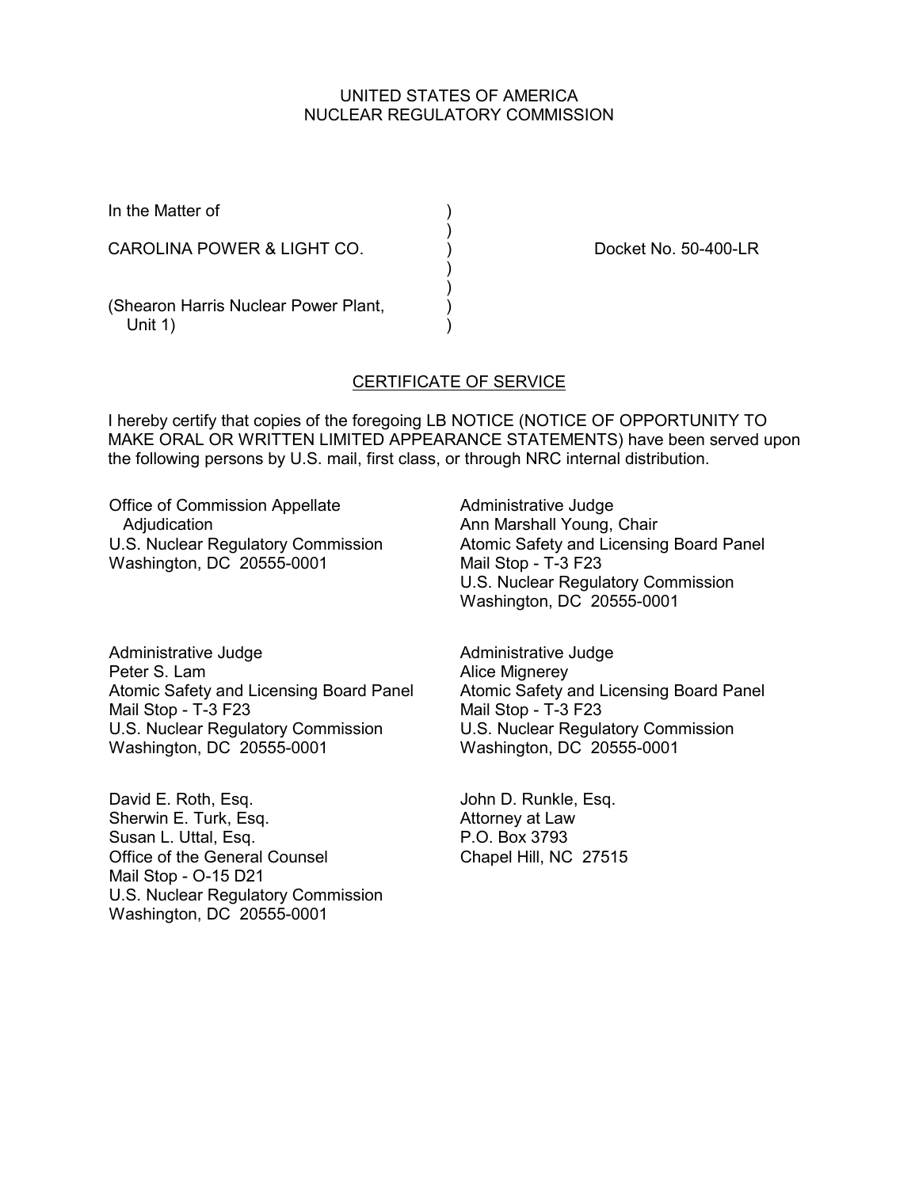UNITED STATES OF AMERICA
NUCLEAR REGULATORY COMMISSION

In the Matter of )
)
CAROLINA POWER & LIGHT CO. ) Docket No. 50-400-LR
)
)
(Shearon Harris Nuclear Power Plant, )
Unit 1) )

## CERTIFICATE OF SERVICE

I hereby certify that copies of the foregoing LB NOTICE (NOTICE OF OPPORTUNITY TO MAKE ORAL OR WRITTEN LIMITED APPEARANCE STATEMENTS) have been served upon the following persons by U.S. mail, first class, or through NRC internal distribution.

Office of Commission Appellate Adjudication
U.S. Nuclear Regulatory Commission
Washington, DC 20555-0001

Administrative Judge
Ann Marshall Young, Chair
Atomic Safety and Licensing Board Panel
Mail Stop - T-3 F23
U.S. Nuclear Regulatory Commission
Washington, DC 20555-0001

Administrative Judge
Peter S. Lam
Atomic Safety and Licensing Board Panel
Mail Stop - T-3 F23
U.S. Nuclear Regulatory Commission
Washington, DC 20555-0001

Administrative Judge
Alice Mignerey
Atomic Safety and Licensing Board Panel
Mail Stop - T-3 F23
U.S. Nuclear Regulatory Commission
Washington, DC 20555-0001

David E. Roth, Esq.
Sherwin E. Turk, Esq.
Susan L. Uttal, Esq.
Office of the General Counsel
Mail Stop - O-15 D21
U.S. Nuclear Regulatory Commission
Washington, DC 20555-0001

John D. Runkle, Esq.
Attorney at Law
P.O. Box 3793
Chapel Hill, NC 27515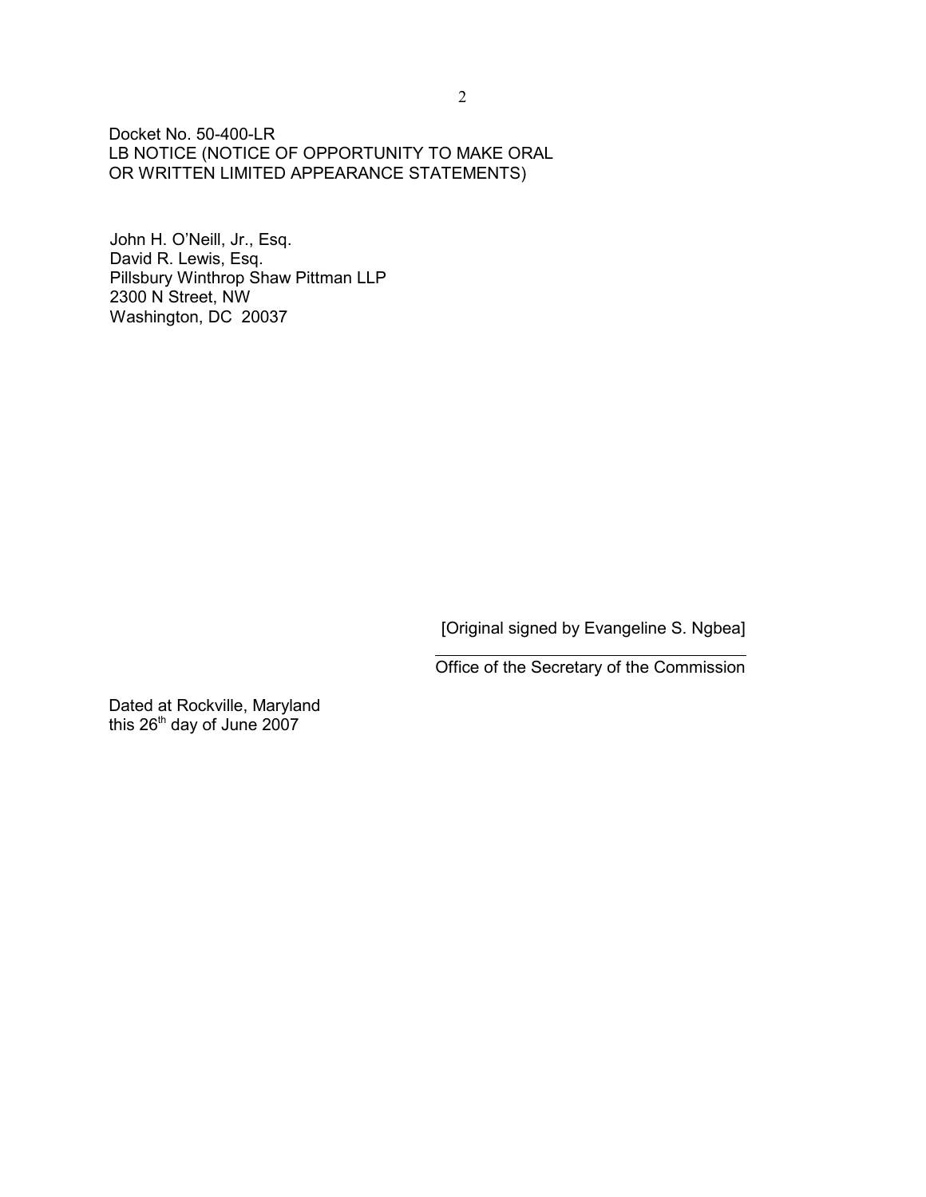Docket No. 50-400-LR
LB NOTICE (NOTICE OF OPPORTUNITY TO MAKE ORAL OR WRITTEN LIMITED APPEARANCE STATEMENTS)

John H. O'Neill, Jr., Esq.
David R. Lewis, Esq.
Pillsbury Winthrop Shaw Pittman LLP
2300 N Street, NW
Washington, DC 20037

[Original signed by Evangeline S. Ngbea]

Office of the Secretary of the Commission

Dated at Rockville, Maryland
this 26th day of June 2007